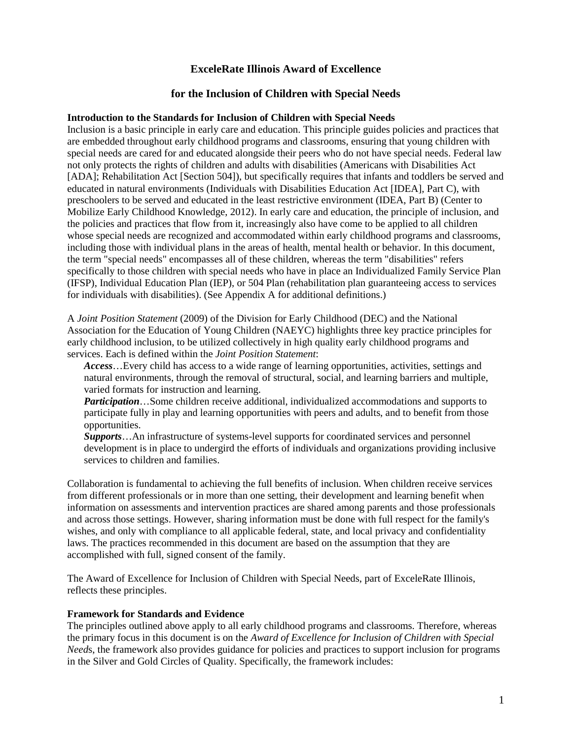# ExceleRate Illinois Award of Excellence

## for the Inclusion of Children with Special Needs

**Introduction to the Standards for Inclusion of Children with Special Needs**

Inclusion is a basic principle in early care and education. This principle guides policies and practices that are embedded throughout early childhood programs and classrooms, ensuring that young children with special needs are cared for and educated alongside their peers who do not have special needs. Federal law not only protects the rights of children and adults with disabilities (Americans with Disabilities Act [ADA]; Rehabilitation Act [Section 504]), but specifically requires that infants and toddlers be served and educated in natural environments (Individuals with Disabilities Education Act [IDEA], Part C), with preschoolers to be served and educated in the least restrictive environment (IDEA, Part B) (Center to Mobilize Early Childhood Knowledge, 2012). In early care and education, the principle of inclusion, and the policies and practices that flow from it, increasingly also have come to be applied to all children whose special needs are recognized and accommodated within early childhood programs and classrooms, including those with individual plans in the areas of health, mental health or behavior. In this document, the term "special needs" encompasses all of these children, whereas the term "disabilities" refers specifically to those children with special needs who have in place an Individualized Family Service Plan (IFSP), Individual Education Plan (IEP), or 504 Plan (rehabilitation plan guaranteeing access to services for individuals with disabilities). (See Appendix A for additional definitions.)

A *Joint Position Statement* (2009) of the Division for Early Childhood (DEC) and the National Association for the Education of Young Children (NAEYC) highlights three key practice principles for early childhood inclusion, to be utilized collectively in high quality early childhood programs and services. Each is defined within the *Joint Position Statement*:

> ***Access***…Every child has access to a wide range of learning opportunities, activities, settings and natural environments, through the removal of structural, social, and learning barriers and multiple, varied formats for instruction and learning.
>
> ***Participation***…Some children receive additional, individualized accommodations and supports to participate fully in play and learning opportunities with peers and adults, and to benefit from those opportunities.
>
> ***Supports***…An infrastructure of systems-level supports for coordinated services and personnel development is in place to undergird the efforts of individuals and organizations providing inclusive services to children and families.

Collaboration is fundamental to achieving the full benefits of inclusion. When children receive services from different professionals or in more than one setting, their development and learning benefit when information on assessments and intervention practices are shared among parents and those professionals and across those settings. However, sharing information must be done with full respect for the family's wishes, and only with compliance to all applicable federal, state, and local privacy and confidentiality laws. The practices recommended in this document are based on the assumption that they are accomplished with full, signed consent of the family.

The Award of Excellence for Inclusion of Children with Special Needs, part of ExceleRate Illinois, reflects these principles.

**Framework for Standards and Evidence**

The principles outlined above apply to all early childhood programs and classrooms. Therefore, whereas the primary focus in this document is on the *Award of Excellence for Inclusion of Children with Special Needs*, the framework also provides guidance for policies and practices to support inclusion for programs in the Silver and Gold Circles of Quality. Specifically, the framework includes: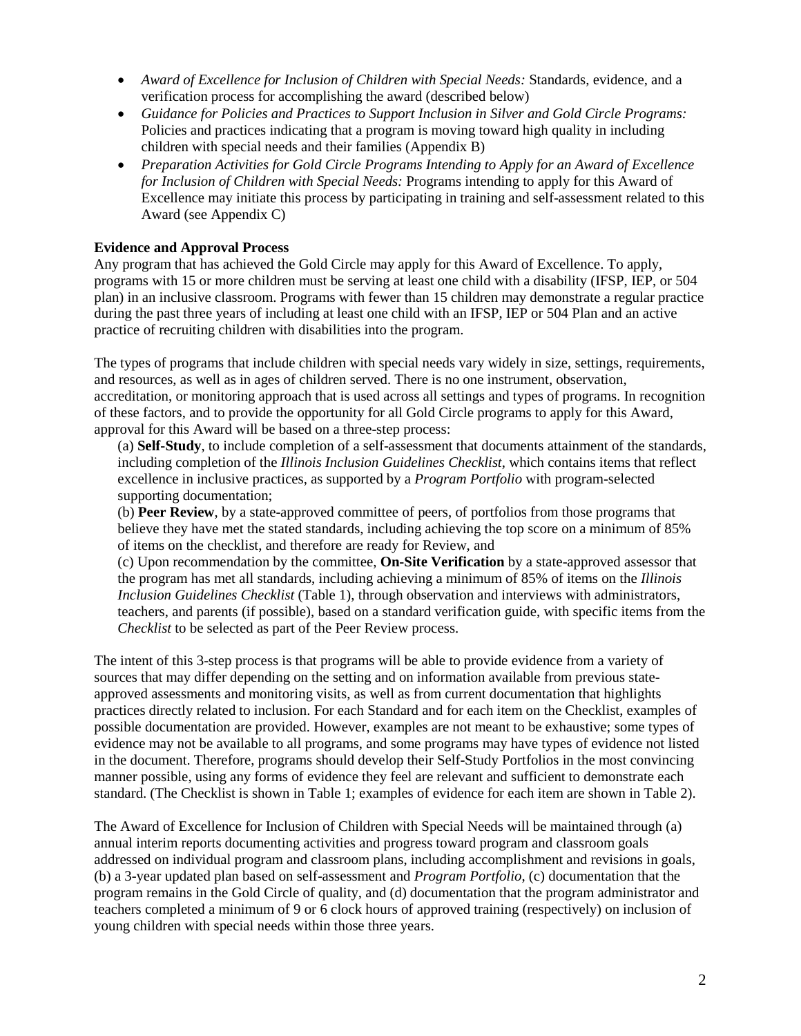- *Award of Excellence for Inclusion of Children with Special Needs:* Standards, evidence, and a verification process for accomplishing the award (described below)
- *Guidance for Policies and Practices to Support Inclusion in Silver and Gold Circle Programs:* Policies and practices indicating that a program is moving toward high quality in including children with special needs and their families (Appendix B)
- *Preparation Activities for Gold Circle Programs Intending to Apply for an Award of Excellence for Inclusion of Children with Special Needs:* Programs intending to apply for this Award of Excellence may initiate this process by participating in training and self-assessment related to this Award (see Appendix C)

**Evidence and Approval Process**

Any program that has achieved the Gold Circle may apply for this Award of Excellence. To apply, programs with 15 or more children must be serving at least one child with a disability (IFSP, IEP, or 504 plan) in an inclusive classroom. Programs with fewer than 15 children may demonstrate a regular practice during the past three years of including at least one child with an IFSP, IEP or 504 Plan and an active practice of recruiting children with disabilities into the program.

The types of programs that include children with special needs vary widely in size, settings, requirements, and resources, as well as in ages of children served. There is no one instrument, observation, accreditation, or monitoring approach that is used across all settings and types of programs. In recognition of these factors, and to provide the opportunity for all Gold Circle programs to apply for this Award, approval for this Award will be based on a three-step process:

(a) **Self-Study**, to include completion of a self-assessment that documents attainment of the standards, including completion of the *Illinois Inclusion Guidelines Checklist*, which contains items that reflect excellence in inclusive practices, as supported by a *Program Portfolio* with program-selected supporting documentation;

(b) **Peer Review**, by a state-approved committee of peers, of portfolios from those programs that believe they have met the stated standards, including achieving the top score on a minimum of 85% of items on the checklist, and therefore are ready for Review, and

(c) Upon recommendation by the committee, **On-Site Verification** by a state-approved assessor that the program has met all standards, including achieving a minimum of 85% of items on the *Illinois Inclusion Guidelines Checklist* (Table 1), through observation and interviews with administrators, teachers, and parents (if possible), based on a standard verification guide, with specific items from the *Checklist* to be selected as part of the Peer Review process.

The intent of this 3-step process is that programs will be able to provide evidence from a variety of sources that may differ depending on the setting and on information available from previous state-approved assessments and monitoring visits, as well as from current documentation that highlights practices directly related to inclusion. For each Standard and for each item on the Checklist, examples of possible documentation are provided. However, examples are not meant to be exhaustive; some types of evidence may not be available to all programs, and some programs may have types of evidence not listed in the document. Therefore, programs should develop their Self-Study Portfolios in the most convincing manner possible, using any forms of evidence they feel are relevant and sufficient to demonstrate each standard. (The Checklist is shown in Table 1; examples of evidence for each item are shown in Table 2).

The Award of Excellence for Inclusion of Children with Special Needs will be maintained through (a) annual interim reports documenting activities and progress toward program and classroom goals addressed on individual program and classroom plans, including accomplishment and revisions in goals, (b) a 3-year updated plan based on self-assessment and *Program Portfolio*, (c) documentation that the program remains in the Gold Circle of quality, and (d) documentation that the program administrator and teachers completed a minimum of 9 or 6 clock hours of approved training (respectively) on inclusion of young children with special needs within those three years.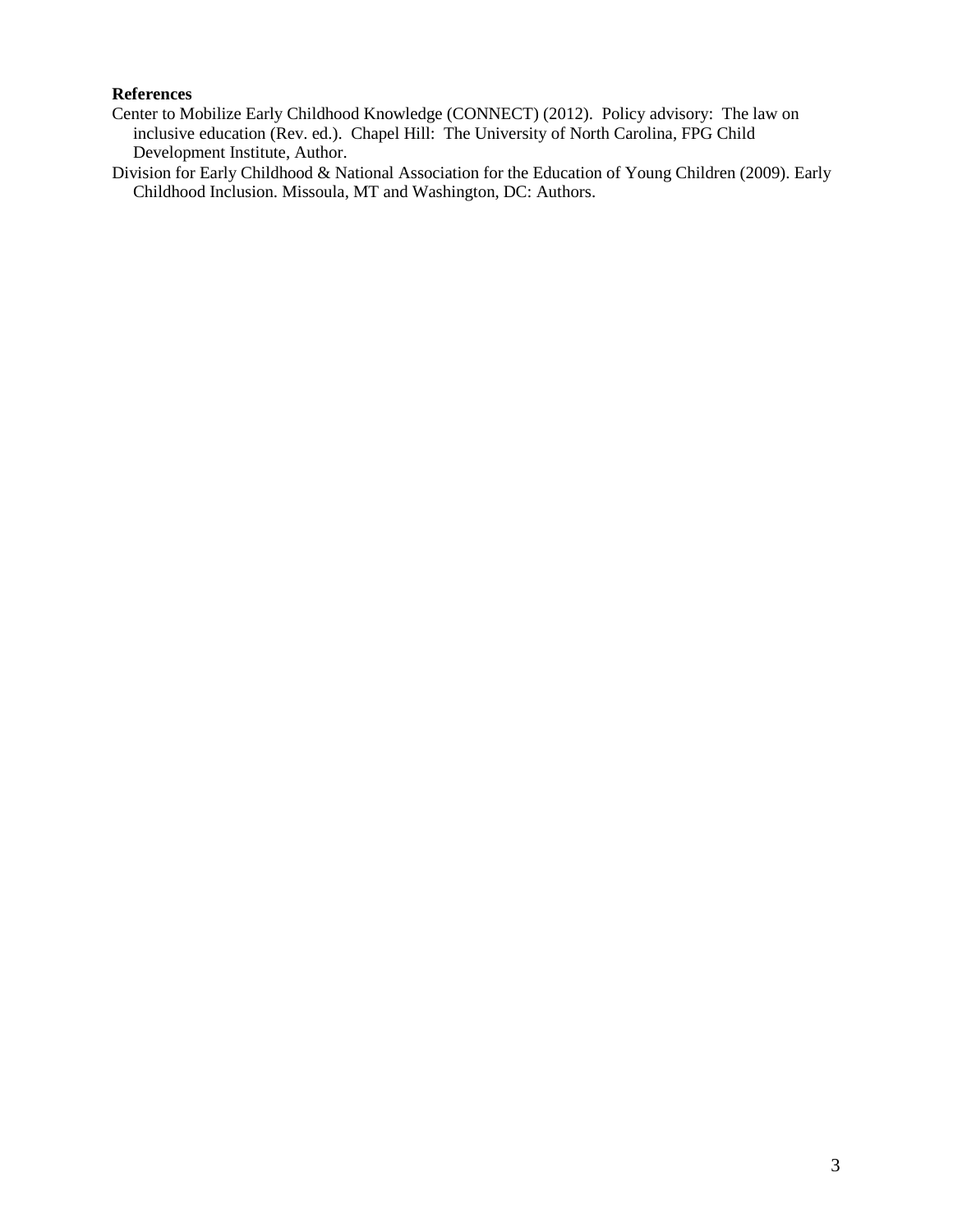**References**

Center to Mobilize Early Childhood Knowledge (CONNECT) (2012). Policy advisory: The law on inclusive education (Rev. ed.). Chapel Hill: The University of North Carolina, FPG Child Development Institute, Author.

Division for Early Childhood & National Association for the Education of Young Children (2009). Early Childhood Inclusion. Missoula, MT and Washington, DC: Authors.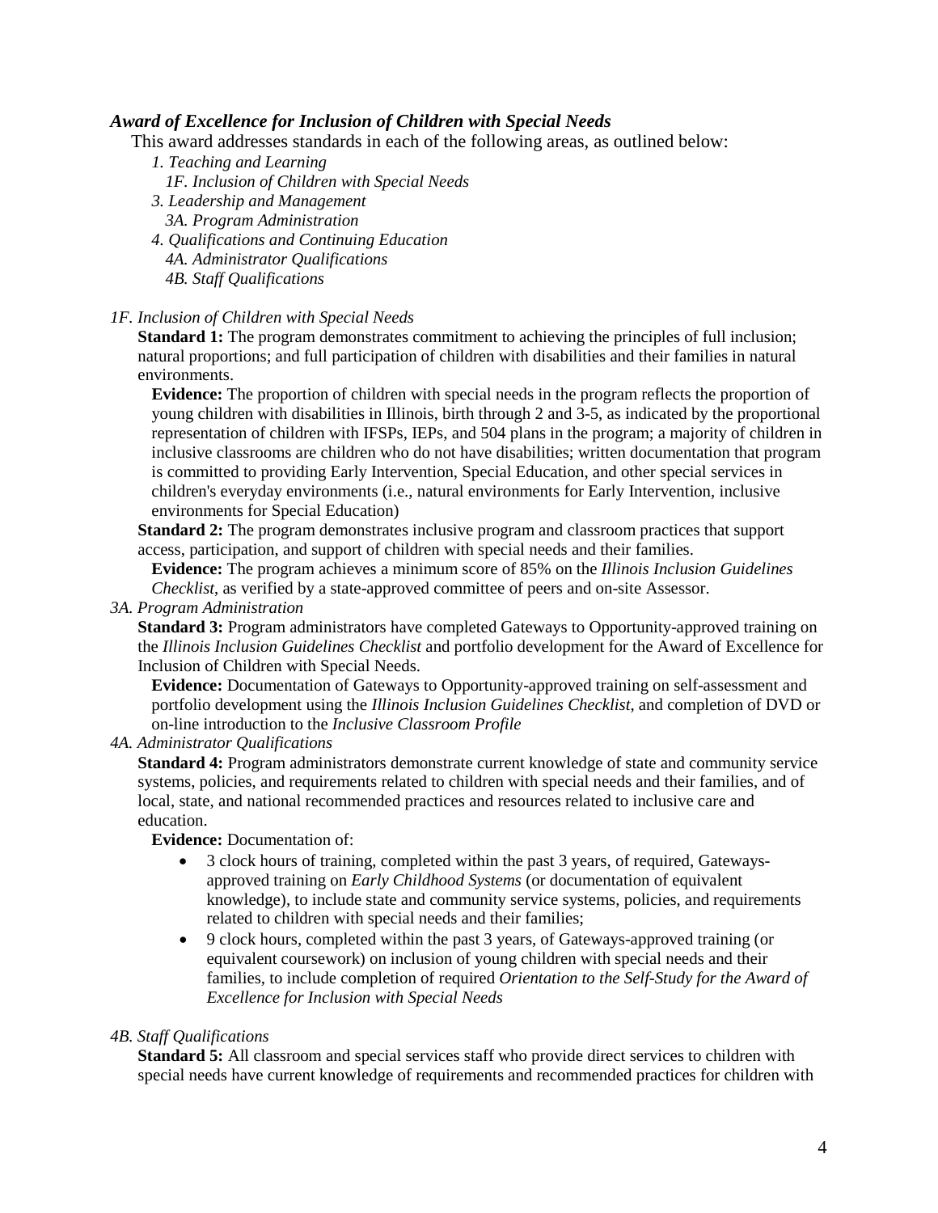### *Award of Excellence for Inclusion of Children with Special Needs*

This award addresses standards in each of the following areas, as outlined below:

- *1. Teaching and Learning*
  - *1F. Inclusion of Children with Special Needs*
- *3. Leadership and Management*
  - *3A. Program Administration*
- *4. Qualifications and Continuing Education*
  - *4A. Administrator Qualifications*
  - *4B. Staff Qualifications*

*1F. Inclusion of Children with Special Needs*

**Standard 1:** The program demonstrates commitment to achieving the principles of full inclusion; natural proportions; and full participation of children with disabilities and their families in natural environments.

**Evidence:** The proportion of children with special needs in the program reflects the proportion of young children with disabilities in Illinois, birth through 2 and 3-5, as indicated by the proportional representation of children with IFSPs, IEPs, and 504 plans in the program; a majority of children in inclusive classrooms are children who do not have disabilities; written documentation that program is committed to providing Early Intervention, Special Education, and other special services in children's everyday environments (i.e., natural environments for Early Intervention, inclusive environments for Special Education)

**Standard 2:** The program demonstrates inclusive program and classroom practices that support access, participation, and support of children with special needs and their families.

**Evidence:** The program achieves a minimum score of 85% on the *Illinois Inclusion Guidelines Checklist*, as verified by a state-approved committee of peers and on-site Assessor.

*3A. Program Administration*

**Standard 3:** Program administrators have completed Gateways to Opportunity-approved training on the *Illinois Inclusion Guidelines Checklist* and portfolio development for the Award of Excellence for Inclusion of Children with Special Needs.

**Evidence:** Documentation of Gateways to Opportunity-approved training on self-assessment and portfolio development using the *Illinois Inclusion Guidelines Checklist*, and completion of DVD or on-line introduction to the *Inclusive Classroom Profile*

*4A. Administrator Qualifications*

**Standard 4:** Program administrators demonstrate current knowledge of state and community service systems, policies, and requirements related to children with special needs and their families, and of local, state, and national recommended practices and resources related to inclusive care and education.

**Evidence:** Documentation of:

- 3 clock hours of training, completed within the past 3 years, of required, Gateways-approved training on *Early Childhood Systems* (or documentation of equivalent knowledge), to include state and community service systems, policies, and requirements related to children with special needs and their families;
- 9 clock hours, completed within the past 3 years, of Gateways-approved training (or equivalent coursework) on inclusion of young children with special needs and their families, to include completion of required *Orientation to the Self-Study for the Award of Excellence for Inclusion with Special Needs*

*4B. Staff Qualifications*

**Standard 5:** All classroom and special services staff who provide direct services to children with special needs have current knowledge of requirements and recommended practices for children with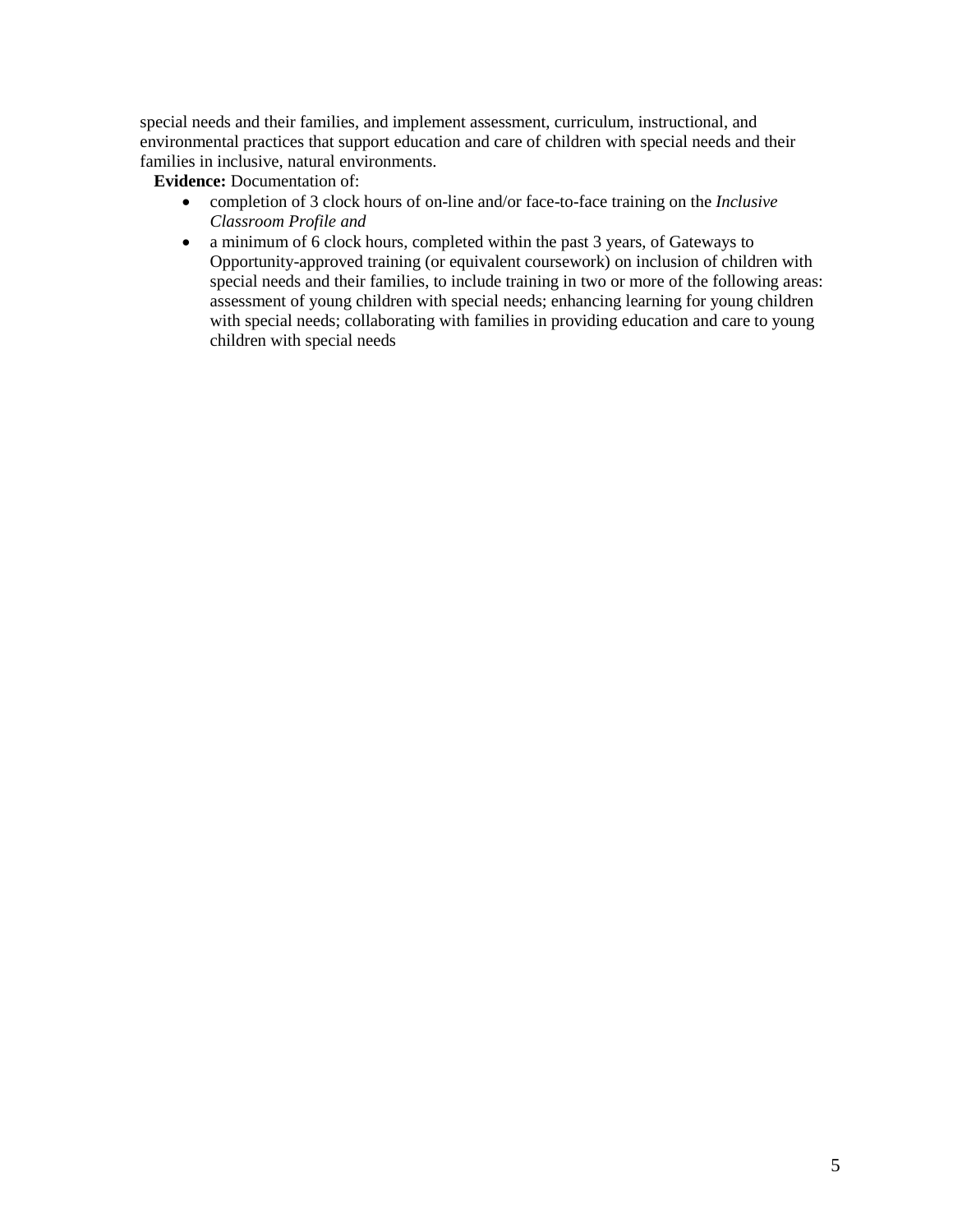special needs and their families, and implement assessment, curriculum, instructional, and environmental practices that support education and care of children with special needs and their families in inclusive, natural environments.

**Evidence:** Documentation of:

- completion of 3 clock hours of on-line and/or face-to-face training on the *Inclusive Classroom Profile and*
- a minimum of 6 clock hours, completed within the past 3 years, of Gateways to Opportunity-approved training (or equivalent coursework) on inclusion of children with special needs and their families, to include training in two or more of the following areas: assessment of young children with special needs; enhancing learning for young children with special needs; collaborating with families in providing education and care to young children with special needs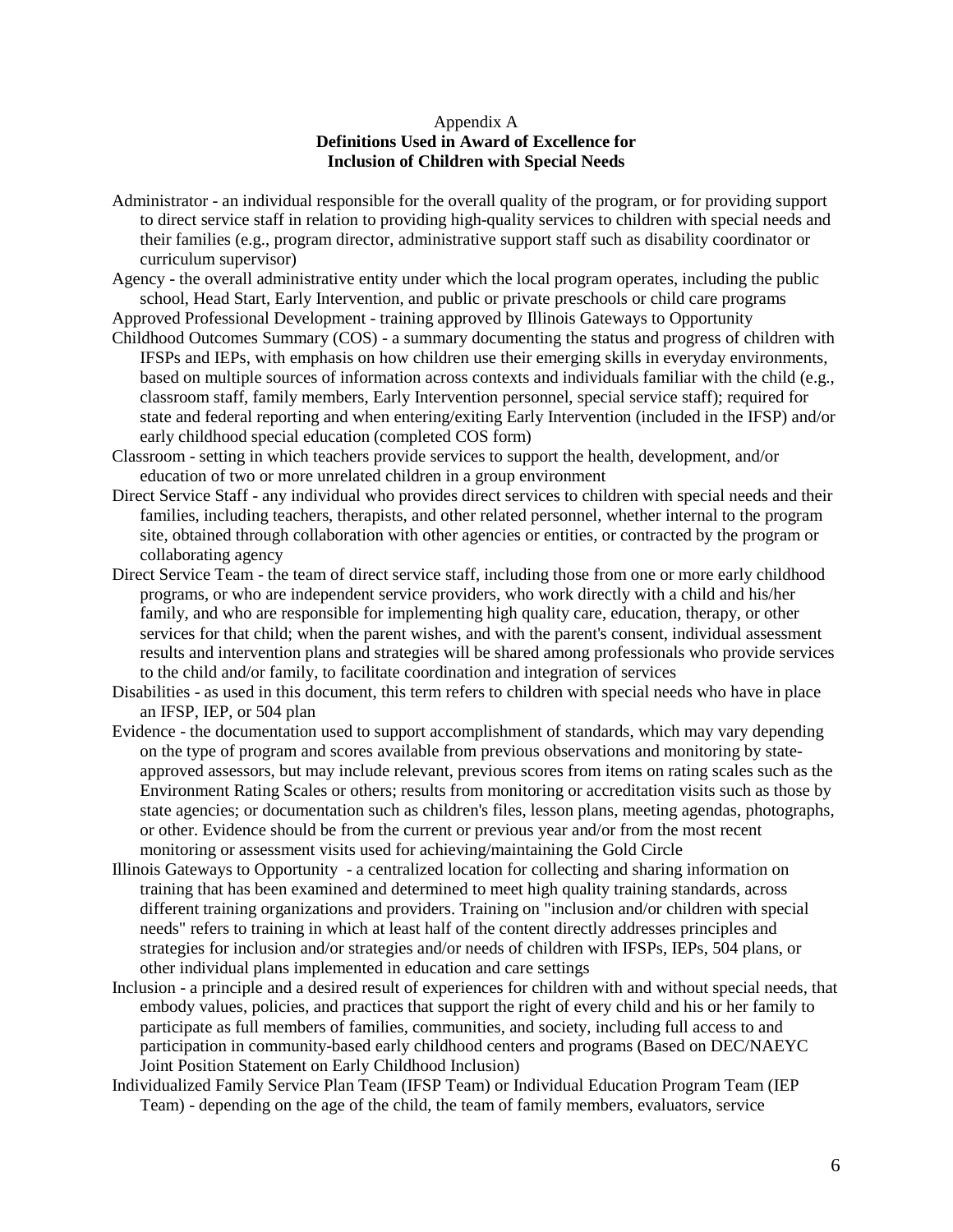Appendix A

**Definitions Used in Award of Excellence for Inclusion of Children with Special Needs**

Administrator - an individual responsible for the overall quality of the program, or for providing support to direct service staff in relation to providing high-quality services to children with special needs and their families (e.g., program director, administrative support staff such as disability coordinator or curriculum supervisor)

Agency - the overall administrative entity under which the local program operates, including the public school, Head Start, Early Intervention, and public or private preschools or child care programs

Approved Professional Development - training approved by Illinois Gateways to Opportunity

Childhood Outcomes Summary (COS) - a summary documenting the status and progress of children with IFSPs and IEPs, with emphasis on how children use their emerging skills in everyday environments, based on multiple sources of information across contexts and individuals familiar with the child (e.g., classroom staff, family members, Early Intervention personnel, special service staff); required for state and federal reporting and when entering/exiting Early Intervention (included in the IFSP) and/or early childhood special education (completed COS form)

Classroom - setting in which teachers provide services to support the health, development, and/or education of two or more unrelated children in a group environment

Direct Service Staff - any individual who provides direct services to children with special needs and their families, including teachers, therapists, and other related personnel, whether internal to the program site, obtained through collaboration with other agencies or entities, or contracted by the program or collaborating agency

Direct Service Team - the team of direct service staff, including those from one or more early childhood programs, or who are independent service providers, who work directly with a child and his/her family, and who are responsible for implementing high quality care, education, therapy, or other services for that child; when the parent wishes, and with the parent's consent, individual assessment results and intervention plans and strategies will be shared among professionals who provide services to the child and/or family, to facilitate coordination and integration of services

Disabilities - as used in this document, this term refers to children with special needs who have in place an IFSP, IEP, or 504 plan

Evidence - the documentation used to support accomplishment of standards, which may vary depending on the type of program and scores available from previous observations and monitoring by state-approved assessors, but may include relevant, previous scores from items on rating scales such as the Environment Rating Scales or others; results from monitoring or accreditation visits such as those by state agencies; or documentation such as children's files, lesson plans, meeting agendas, photographs, or other. Evidence should be from the current or previous year and/or from the most recent monitoring or assessment visits used for achieving/maintaining the Gold Circle

Illinois Gateways to Opportunity - a centralized location for collecting and sharing information on training that has been examined and determined to meet high quality training standards, across different training organizations and providers. Training on "inclusion and/or children with special needs" refers to training in which at least half of the content directly addresses principles and strategies for inclusion and/or strategies and/or needs of children with IFSPs, IEPs, 504 plans, or other individual plans implemented in education and care settings

Inclusion - a principle and a desired result of experiences for children with and without special needs, that embody values, policies, and practices that support the right of every child and his or her family to participate as full members of families, communities, and society, including full access to and participation in community-based early childhood centers and programs (Based on DEC/NAEYC Joint Position Statement on Early Childhood Inclusion)

Individualized Family Service Plan Team (IFSP Team) or Individual Education Program Team (IEP Team) - depending on the age of the child, the team of family members, evaluators, service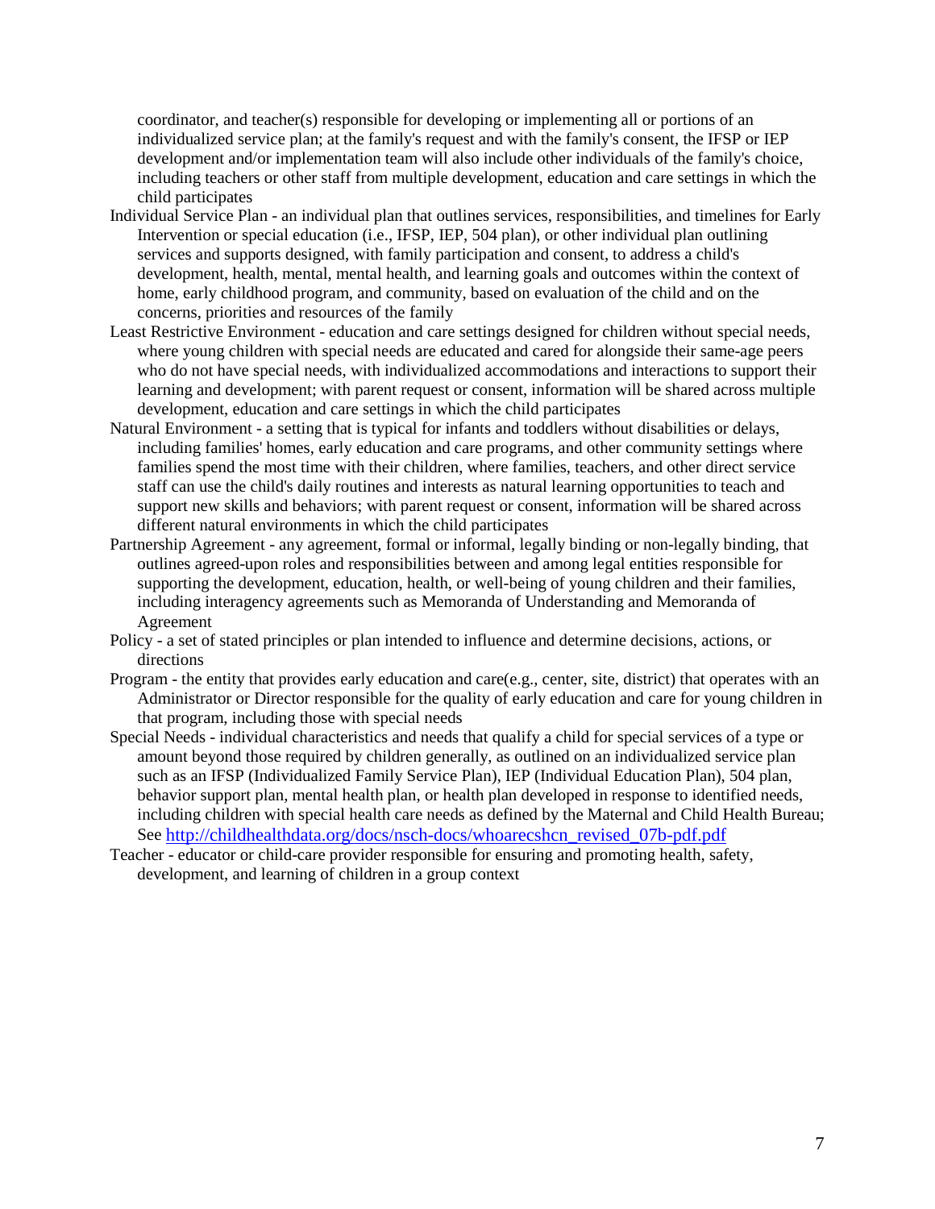coordinator, and teacher(s) responsible for developing or implementing all or portions of an individualized service plan; at the family's request and with the family's consent, the IFSP or IEP development and/or implementation team will also include other individuals of the family's choice, including teachers or other staff from multiple development, education and care settings in which the child participates

Individual Service Plan - an individual plan that outlines services, responsibilities, and timelines for Early Intervention or special education (i.e., IFSP, IEP, 504 plan), or other individual plan outlining services and supports designed, with family participation and consent, to address a child's development, health, mental, mental health, and learning goals and outcomes within the context of home, early childhood program, and community, based on evaluation of the child and on the concerns, priorities and resources of the family

Least Restrictive Environment - education and care settings designed for children without special needs, where young children with special needs are educated and cared for alongside their same-age peers who do not have special needs, with individualized accommodations and interactions to support their learning and development; with parent request or consent, information will be shared across multiple development, education and care settings in which the child participates

Natural Environment - a setting that is typical for infants and toddlers without disabilities or delays, including families' homes, early education and care programs, and other community settings where families spend the most time with their children, where families, teachers, and other direct service staff can use the child's daily routines and interests as natural learning opportunities to teach and support new skills and behaviors; with parent request or consent, information will be shared across different natural environments in which the child participates

Partnership Agreement - any agreement, formal or informal, legally binding or non-legally binding, that outlines agreed-upon roles and responsibilities between and among legal entities responsible for supporting the development, education, health, or well-being of young children and their families, including interagency agreements such as Memoranda of Understanding and Memoranda of Agreement

Policy - a set of stated principles or plan intended to influence and determine decisions, actions, or directions

Program - the entity that provides early education and care(e.g., center, site, district) that operates with an Administrator or Director responsible for the quality of early education and care for young children in that program, including those with special needs

Special Needs - individual characteristics and needs that qualify a child for special services of a type or amount beyond those required by children generally, as outlined on an individualized service plan such as an IFSP (Individualized Family Service Plan), IEP (Individual Education Plan), 504 plan, behavior support plan, mental health plan, or health plan developed in response to identified needs, including children with special health care needs as defined by the Maternal and Child Health Bureau; See http://childhealthdata.org/docs/nsch-docs/whoarecshcn_revised_07b-pdf.pdf

Teacher - educator or child-care provider responsible for ensuring and promoting health, safety, development, and learning of children in a group context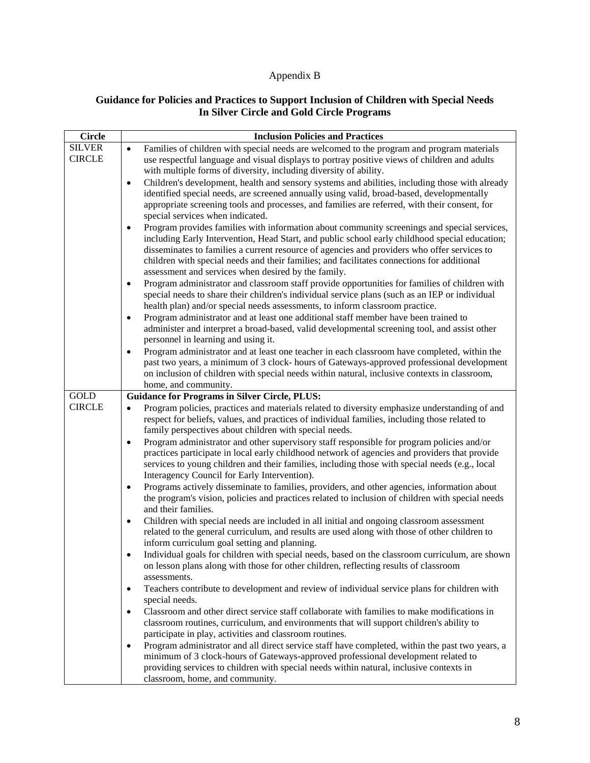Appendix B

**Guidance for Policies and Practices to Support Inclusion of Children with Special Needs In Silver Circle and Gold Circle Programs**

| Circle | Inclusion Policies and Practices |
|---|---|
| SILVER CIRCLE | • Families of children with special needs are welcomed to the program and program materials use respectful language and visual displays to portray positive views of children and adults with multiple forms of diversity, including diversity of ability.<br>• Children's development, health and sensory systems and abilities, including those with already identified special needs, are screened annually using valid, broad-based, developmentally appropriate screening tools and processes, and families are referred, with their consent, for special services when indicated.<br>• Program provides families with information about community screenings and special services, including Early Intervention, Head Start, and public school early childhood special education; disseminates to families a current resource of agencies and providers who offer services to children with special needs and their families; and facilitates connections for additional assessment and services when desired by the family.<br>• Program administrator and classroom staff provide opportunities for families of children with special needs to share their children's individual service plans (such as an IEP or individual health plan) and/or special needs assessments, to inform classroom practice.<br>• Program administrator and at least one additional staff member have been trained to administer and interpret a broad-based, valid developmental screening tool, and assist other personnel in learning and using it.<br>• Program administrator and at least one teacher in each classroom have completed, within the past two years, a minimum of 3 clock- hours of Gateways-approved professional development on inclusion of children with special needs within natural, inclusive contexts in classroom, home, and community. |
| GOLD CIRCLE | **Guidance for Programs in Silver Circle, PLUS:**<br>• Program policies, practices and materials related to diversity emphasize understanding of and respect for beliefs, values, and practices of individual families, including those related to family perspectives about children with special needs.<br>• Program administrator and other supervisory staff responsible for program policies and/or practices participate in local early childhood network of agencies and providers that provide services to young children and their families, including those with special needs (e.g., local Interagency Council for Early Intervention).<br>• Programs actively disseminate to families, providers, and other agencies, information about the program's vision, policies and practices related to inclusion of children with special needs and their families.<br>• Children with special needs are included in all initial and ongoing classroom assessment related to the general curriculum, and results are used along with those of other children to inform curriculum goal setting and planning.<br>• Individual goals for children with special needs, based on the classroom curriculum, are shown on lesson plans along with those for other children, reflecting results of classroom assessments.<br>• Teachers contribute to development and review of individual service plans for children with special needs.<br>• Classroom and other direct service staff collaborate with families to make modifications in classroom routines, curriculum, and environments that will support children's ability to participate in play, activities and classroom routines.<br>• Program administrator and all direct service staff have completed, within the past two years, a minimum of 3 clock-hours of Gateways-approved professional development related to providing services to children with special needs within natural, inclusive contexts in classroom, home, and community. |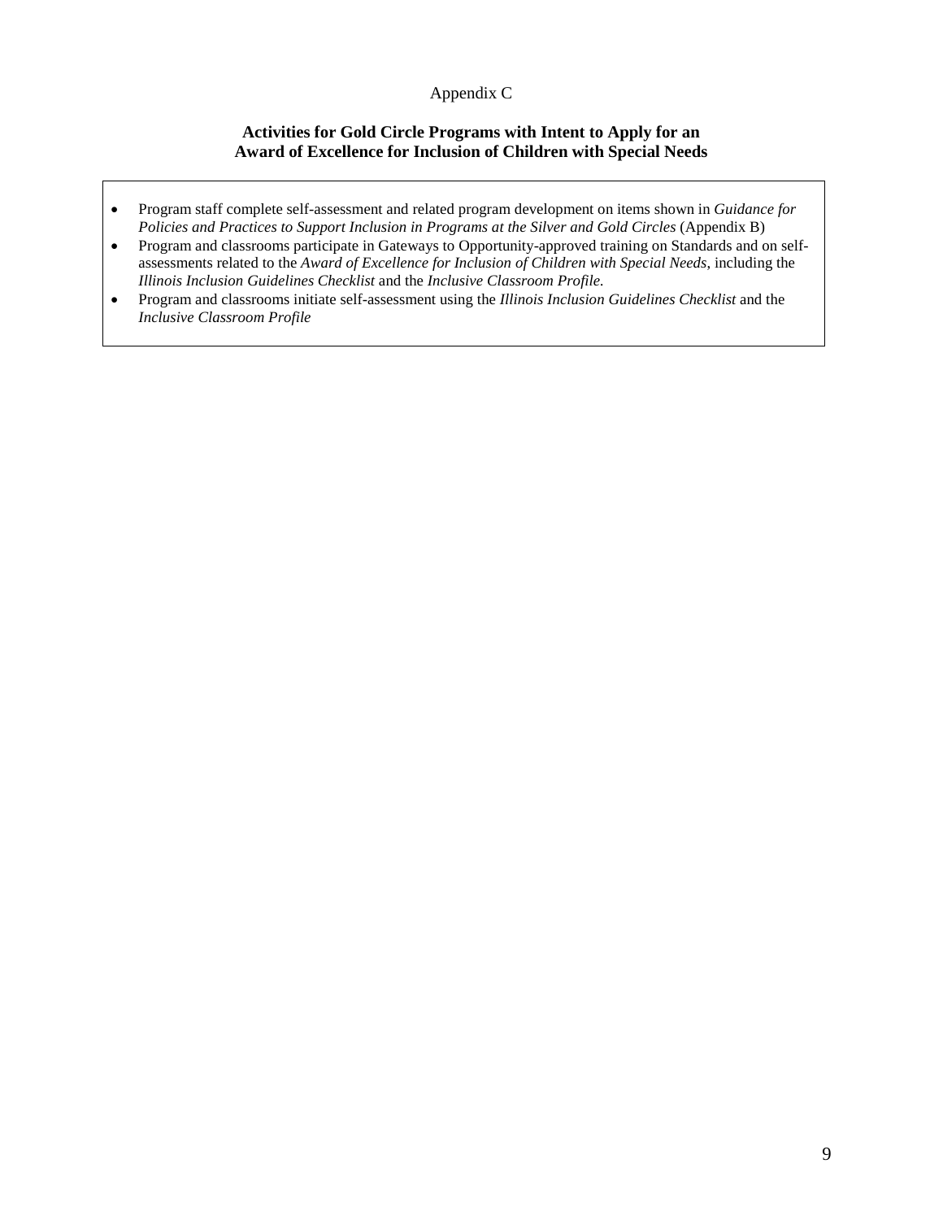Appendix C

**Activities for Gold Circle Programs with Intent to Apply for an Award of Excellence for Inclusion of Children with Special Needs**

- Program staff complete self-assessment and related program development on items shown in *Guidance for Policies and Practices to Support Inclusion in Programs at the Silver and Gold Circles* (Appendix B)
- Program and classrooms participate in Gateways to Opportunity-approved training on Standards and on self-assessments related to the *Award of Excellence for Inclusion of Children with Special Needs*, including the *Illinois Inclusion Guidelines Checklist* and the *Inclusive Classroom Profile.*
- Program and classrooms initiate self-assessment using the *Illinois Inclusion Guidelines Checklist* and the *Inclusive Classroom Profile*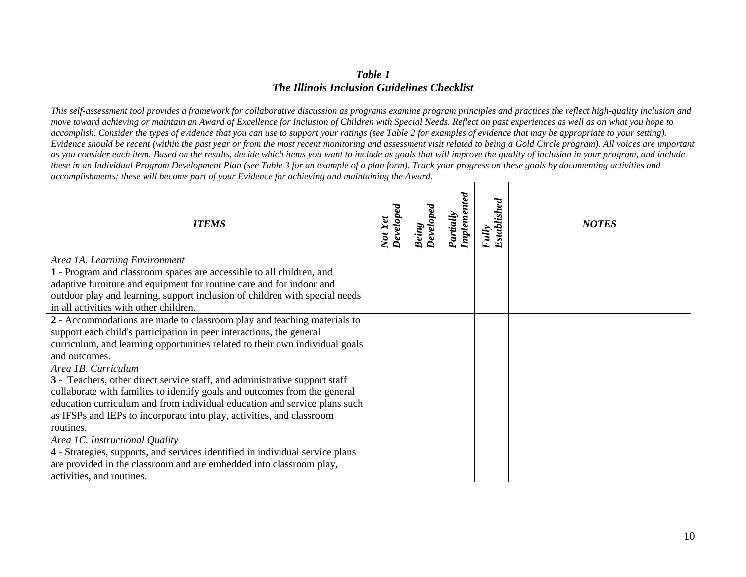***Table 1***
***The Illinois Inclusion Guidelines Checklist***

*This self-assessment tool provides a framework for collaborative discussion as programs examine program principles and practices the reflect high-quality inclusion and move toward achieving or maintain an Award of Excellence for Inclusion of Children with Special Needs. Reflect on past experiences as well as on what you hope to accomplish. Consider the types of evidence that you can use to support your ratings (see Table 2 for examples of evidence that may be appropriate to your setting). Evidence should be recent (within the past year or from the most recent monitoring and assessment visit related to being a Gold Circle program). All voices are important as you consider each item. Based on the results, decide which items you want to include as goals that will improve the quality of inclusion in your program, and include these in an Individual Program Development Plan (see Table 3 for an example of a plan form). Track your progress on these goals by documenting activities and accomplishments; these will become part of your Evidence for achieving and maintaining the Award.*

| ***ITEMS*** | ***Not Yet Developed*** | ***Being Developed*** | ***Partially Implemented*** | ***Fully Established*** | ***NOTES*** |
|---|---|---|---|---|---|
| *Area 1A. Learning Environment*<br>**1** - Program and classroom spaces are accessible to all children, and adaptive furniture and equipment for routine care and for indoor and outdoor play and learning, support inclusion of children with special needs in all activities with other children. | | | | | |
| **2** - Accommodations are made to classroom play and teaching materials to support each child's participation in peer interactions, the general curriculum, and learning opportunities related to their own individual goals and outcomes. | | | | | |
| *Area 1B. Curriculum*<br>**3** - Teachers, other direct service staff, and administrative support staff collaborate with families to identify goals and outcomes from the general education curriculum and from individual education and service plans such as IFSPs and IEPs to incorporate into play, activities, and classroom routines. | | | | | |
| *Area 1C. Instructional Quality*<br>**4** - Strategies, supports, and services identified in individual service plans are provided in the classroom and are embedded into classroom play, activities, and routines. | | | | | |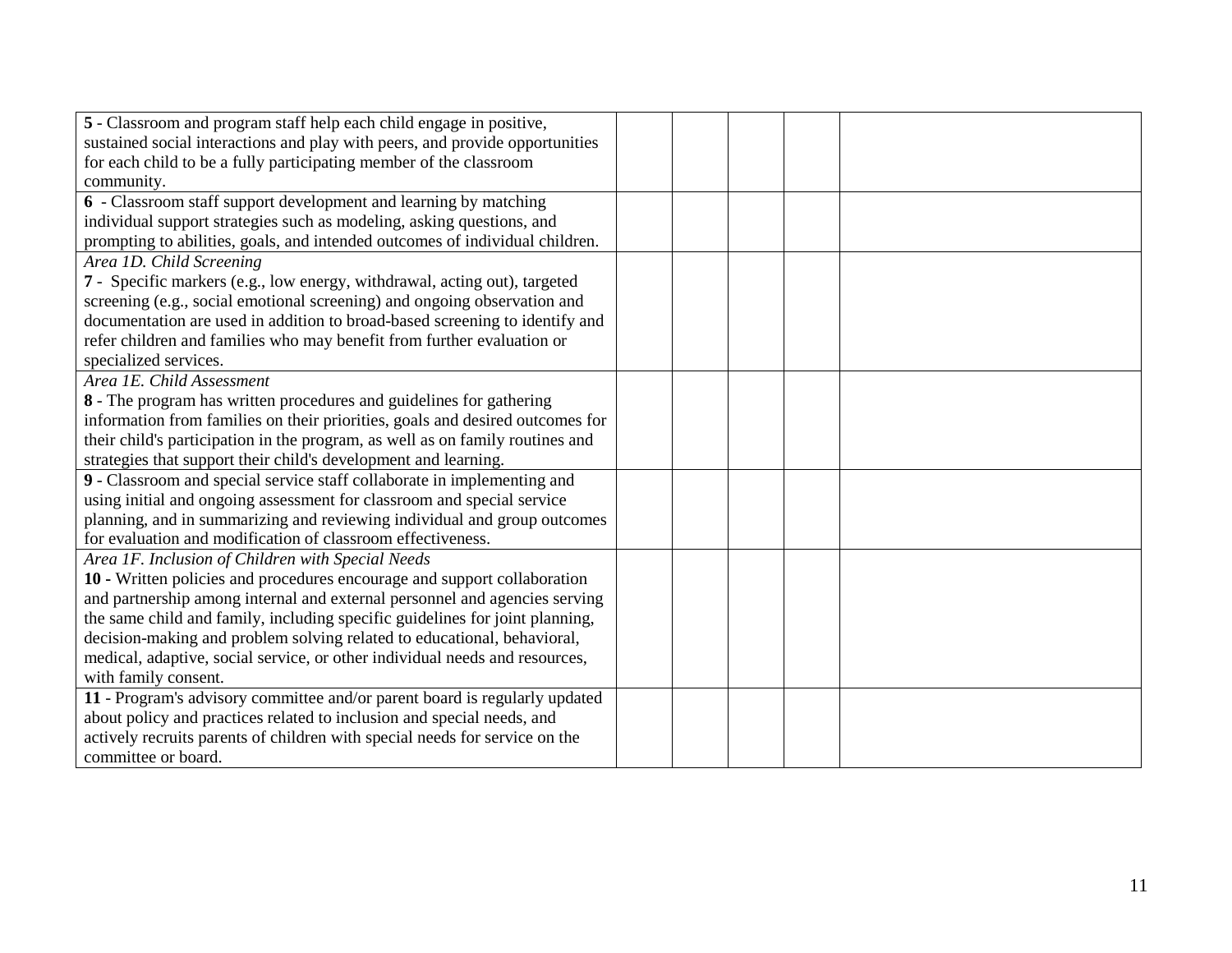| | | | | | |
|---|---|---|---|---|---|
| **5** - Classroom and program staff help each child engage in positive, sustained social interactions and play with peers, and provide opportunities for each child to be a fully participating member of the classroom community. | | | | | |
| **6** - Classroom staff support development and learning by matching individual support strategies such as modeling, asking questions, and prompting to abilities, goals, and intended outcomes of individual children. | | | | | |
| *Area 1D. Child Screening*<br>**7** - Specific markers (e.g., low energy, withdrawal, acting out), targeted screening (e.g., social emotional screening) and ongoing observation and documentation are used in addition to broad-based screening to identify and refer children and families who may benefit from further evaluation or specialized services. | | | | | |
| *Area 1E. Child Assessment*<br>**8** - The program has written procedures and guidelines for gathering information from families on their priorities, goals and desired outcomes for their child's participation in the program, as well as on family routines and strategies that support their child's development and learning. | | | | | |
| **9** - Classroom and special service staff collaborate in implementing and using initial and ongoing assessment for classroom and special service planning, and in summarizing and reviewing individual and group outcomes for evaluation and modification of classroom effectiveness. | | | | | |
| *Area 1F. Inclusion of Children with Special Needs*<br>**10 -** Written policies and procedures encourage and support collaboration and partnership among internal and external personnel and agencies serving the same child and family, including specific guidelines for joint planning, decision-making and problem solving related to educational, behavioral, medical, adaptive, social service, or other individual needs and resources, with family consent. | | | | | |
| **11** - Program's advisory committee and/or parent board is regularly updated about policy and practices related to inclusion and special needs, and actively recruits parents of children with special needs for service on the committee or board. | | | | | |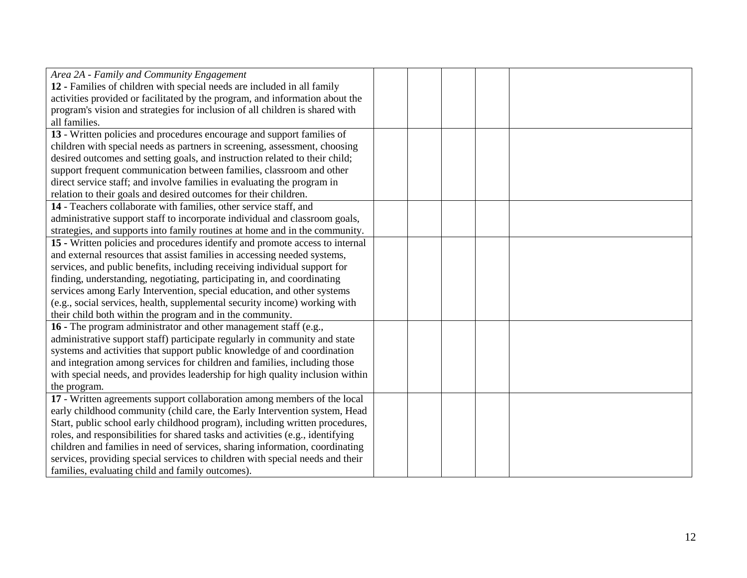| | | | | | |
|---|---|---|---|---|---|
| *Area 2A - Family and Community Engagement*<br>**12 -** Families of children with special needs are included in all family activities provided or facilitated by the program, and information about the program's vision and strategies for inclusion of all children is shared with all families. | | | | | |
| **13** - Written policies and procedures encourage and support families of children with special needs as partners in screening, assessment, choosing desired outcomes and setting goals, and instruction related to their child; support frequent communication between families, classroom and other direct service staff; and involve families in evaluating the program in relation to their goals and desired outcomes for their children. | | | | | |
| **14** - Teachers collaborate with families, other service staff, and administrative support staff to incorporate individual and classroom goals, strategies, and supports into family routines at home and in the community. | | | | | |
| **15 -** Written policies and procedures identify and promote access to internal and external resources that assist families in accessing needed systems, services, and public benefits, including receiving individual support for finding, understanding, negotiating, participating in, and coordinating services among Early Intervention, special education, and other systems (e.g., social services, health, supplemental security income) working with their child both within the program and in the community. | | | | | |
| **16 -** The program administrator and other management staff (e.g., administrative support staff) participate regularly in community and state systems and activities that support public knowledge of and coordination and integration among services for children and families, including those with special needs, and provides leadership for high quality inclusion within the program. | | | | | |
| **17** - Written agreements support collaboration among members of the local early childhood community (child care, the Early Intervention system, Head Start, public school early childhood program), including written procedures, roles, and responsibilities for shared tasks and activities (e.g., identifying children and families in need of services, sharing information, coordinating services, providing special services to children with special needs and their families, evaluating child and family outcomes). | | | | | |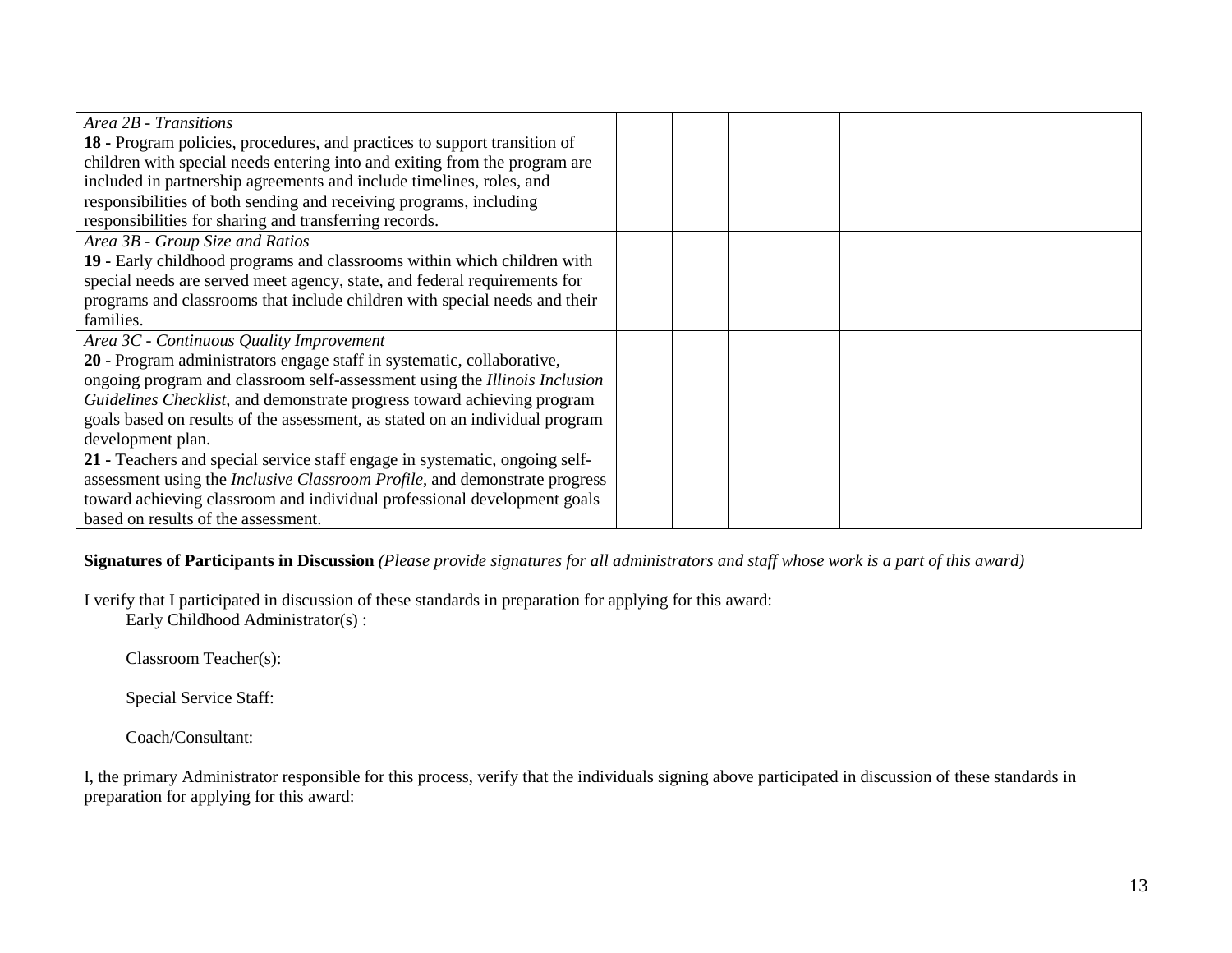| | | | | | |
|---|---|---|---|---|---|
| *Area 2B - Transitions*<br>**18 -** Program policies, procedures, and practices to support transition of children with special needs entering into and exiting from the program are included in partnership agreements and include timelines, roles, and responsibilities of both sending and receiving programs, including responsibilities for sharing and transferring records. | | | | | |
| *Area 3B - Group Size and Ratios*<br>**19 -** Early childhood programs and classrooms within which children with special needs are served meet agency, state, and federal requirements for programs and classrooms that include children with special needs and their families. | | | | | |
| *Area 3C - Continuous Quality Improvement*<br>**20** - Program administrators engage staff in systematic, collaborative, ongoing program and classroom self-assessment using the *Illinois Inclusion Guidelines Checklist*, and demonstrate progress toward achieving program goals based on results of the assessment, as stated on an individual program development plan. | | | | | |
| **21 -** Teachers and special service staff engage in systematic, ongoing self-assessment using the *Inclusive Classroom Profile*, and demonstrate progress toward achieving classroom and individual professional development goals based on results of the assessment. | | | | | |

**Signatures of Participants in Discussion** *(Please provide signatures for all administrators and staff whose work is a part of this award)*

I verify that I participated in discussion of these standards in preparation for applying for this award:

Early Childhood Administrator(s) :

Classroom Teacher(s):

Special Service Staff:

Coach/Consultant:

I, the primary Administrator responsible for this process, verify that the individuals signing above participated in discussion of these standards in preparation for applying for this award: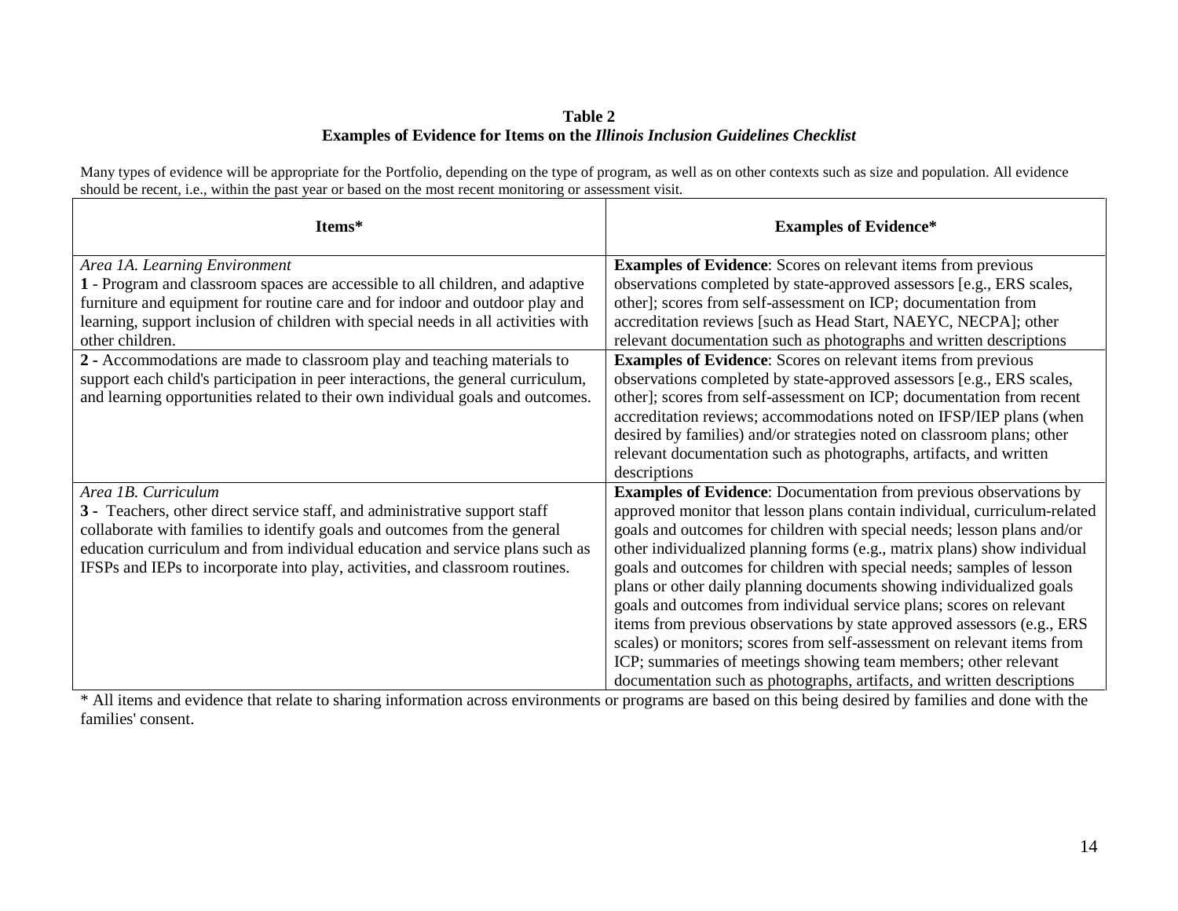**Table 2**
**Examples of Evidence for Items on the *Illinois Inclusion Guidelines Checklist***

Many types of evidence will be appropriate for the Portfolio, depending on the type of program, as well as on other contexts such as size and population. All evidence should be recent, i.e., within the past year or based on the most recent monitoring or assessment visit.

| Items* | Examples of Evidence* |
|---|---|
| *Area 1A. Learning Environment*<br>**1** - Program and classroom spaces are accessible to all children, and adaptive furniture and equipment for routine care and for indoor and outdoor play and learning, support inclusion of children with special needs in all activities with other children. | **Examples of Evidence**: Scores on relevant items from previous observations completed by state-approved assessors [e.g., ERS scales, other]; scores from self-assessment on ICP; documentation from accreditation reviews [such as Head Start, NAEYC, NECPA]; other relevant documentation such as photographs and written descriptions |
| **2** - Accommodations are made to classroom play and teaching materials to support each child's participation in peer interactions, the general curriculum, and learning opportunities related to their own individual goals and outcomes. | **Examples of Evidence**: Scores on relevant items from previous observations completed by state-approved assessors [e.g., ERS scales, other]; scores from self-assessment on ICP; documentation from recent accreditation reviews; accommodations noted on IFSP/IEP plans (when desired by families) and/or strategies noted on classroom plans; other relevant documentation such as photographs, artifacts, and written descriptions |
| *Area 1B. Curriculum*<br>**3** - Teachers, other direct service staff, and administrative support staff collaborate with families to identify goals and outcomes from the general education curriculum and from individual education and service plans such as IFSPs and IEPs to incorporate into play, activities, and classroom routines. | **Examples of Evidence**: Documentation from previous observations by approved monitor that lesson plans contain individual, curriculum-related goals and outcomes for children with special needs; lesson plans and/or other individualized planning forms (e.g., matrix plans) show individual goals and outcomes for children with special needs; samples of lesson plans or other daily planning documents showing individualized goals goals and outcomes from individual service plans; scores on relevant items from previous observations by state approved assessors (e.g., ERS scales) or monitors; scores from self-assessment on relevant items from ICP; summaries of meetings showing team members; other relevant documentation such as photographs, artifacts, and written descriptions |

* All items and evidence that relate to sharing information across environments or programs are based on this being desired by families and done with the families' consent.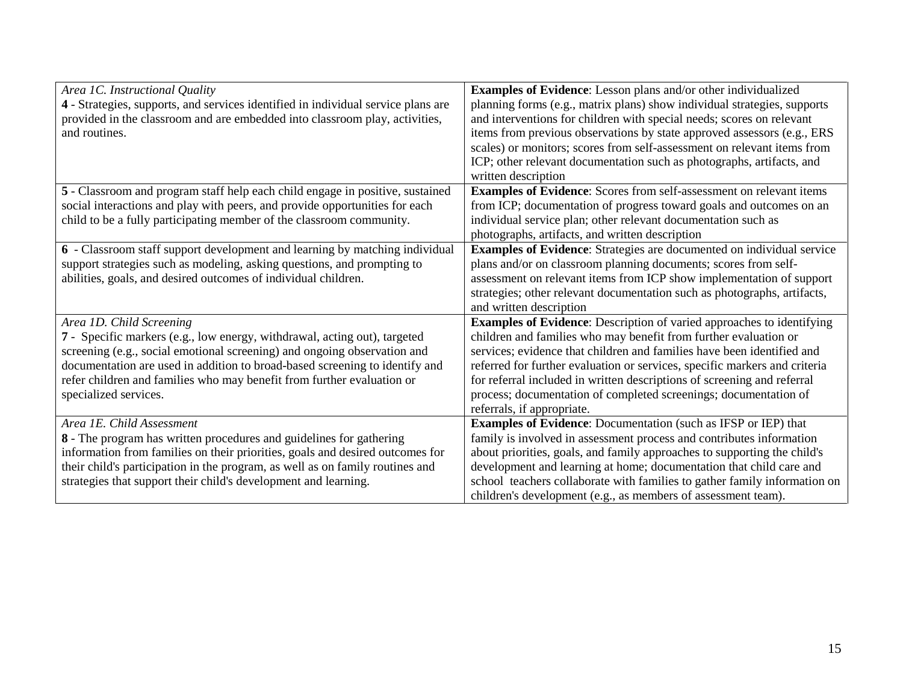| | |
|---|---|
| *Area 1C. Instructional Quality*<br>**4** - Strategies, supports, and services identified in individual service plans are provided in the classroom and are embedded into classroom play, activities, and routines. | **Examples of Evidence**: Lesson plans and/or other individualized planning forms (e.g., matrix plans) show individual strategies, supports and interventions for children with special needs; scores on relevant items from previous observations by state approved assessors (e.g., ERS scales) or monitors; scores from self-assessment on relevant items from ICP; other relevant documentation such as photographs, artifacts, and written description |
| **5** - Classroom and program staff help each child engage in positive, sustained social interactions and play with peers, and provide opportunities for each child to be a fully participating member of the classroom community. | **Examples of Evidence**: Scores from self-assessment on relevant items from ICP; documentation of progress toward goals and outcomes on an individual service plan; other relevant documentation such as photographs, artifacts, and written description |
| **6** - Classroom staff support development and learning by matching individual support strategies such as modeling, asking questions, and prompting to abilities, goals, and desired outcomes of individual children. | **Examples of Evidence**: Strategies are documented on individual service plans and/or on classroom planning documents; scores from self-assessment on relevant items from ICP show implementation of support strategies; other relevant documentation such as photographs, artifacts, and written description |
| *Area 1D. Child Screening*<br>**7** - Specific markers (e.g., low energy, withdrawal, acting out), targeted screening (e.g., social emotional screening) and ongoing observation and documentation are used in addition to broad-based screening to identify and refer children and families who may benefit from further evaluation or specialized services. | **Examples of Evidence**: Description of varied approaches to identifying children and families who may benefit from further evaluation or services; evidence that children and families have been identified and referred for further evaluation or services, specific markers and criteria for referral included in written descriptions of screening and referral process; documentation of completed screenings; documentation of referrals, if appropriate. |
| *Area 1E. Child Assessment*<br>**8** - The program has written procedures and guidelines for gathering information from families on their priorities, goals and desired outcomes for their child's participation in the program, as well as on family routines and strategies that support their child's development and learning. | **Examples of Evidence**: Documentation (such as IFSP or IEP) that family is involved in assessment process and contributes information about priorities, goals, and family approaches to supporting the child's development and learning at home; documentation that child care and school teachers collaborate with families to gather family information on children's development (e.g., as members of assessment team). |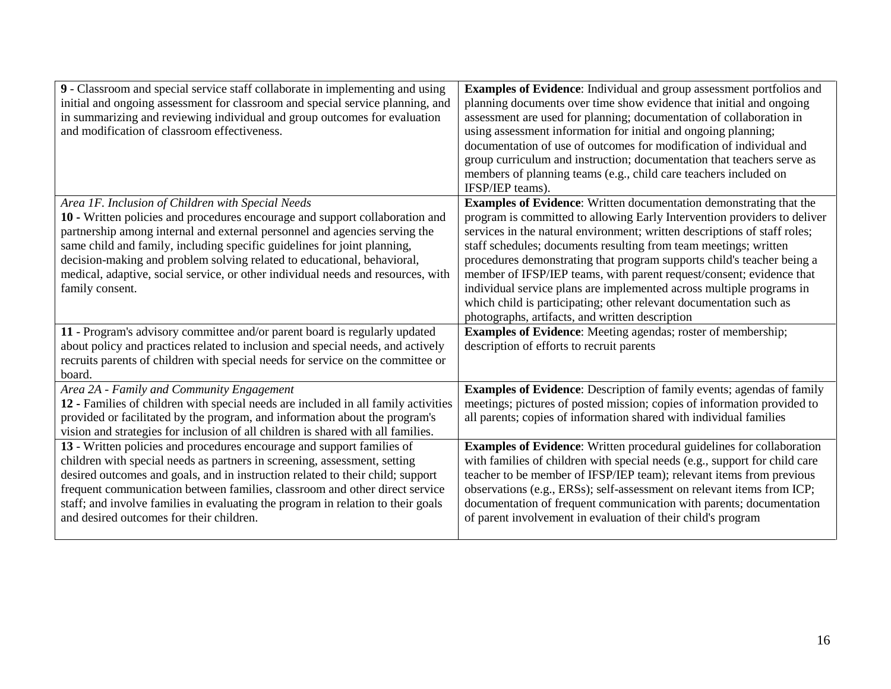| | |
|---|---|
| **9** - Classroom and special service staff collaborate in implementing and using initial and ongoing assessment for classroom and special service planning, and in summarizing and reviewing individual and group outcomes for evaluation and modification of classroom effectiveness. | **Examples of Evidence**: Individual and group assessment portfolios and planning documents over time show evidence that initial and ongoing assessment are used for planning; documentation of collaboration in using assessment information for initial and ongoing planning; documentation of use of outcomes for modification of individual and group curriculum and instruction; documentation that teachers serve as members of planning teams (e.g., child care teachers included on IFSP/IEP teams). |
| *Area 1F. Inclusion of Children with Special Needs*<br>**10 -** Written policies and procedures encourage and support collaboration and partnership among internal and external personnel and agencies serving the same child and family, including specific guidelines for joint planning, decision-making and problem solving related to educational, behavioral, medical, adaptive, social service, or other individual needs and resources, with family consent. | **Examples of Evidence**: Written documentation demonstrating that the program is committed to allowing Early Intervention providers to deliver services in the natural environment; written descriptions of staff roles; staff schedules; documents resulting from team meetings; written procedures demonstrating that program supports child's teacher being a member of IFSP/IEP teams, with parent request/consent; evidence that individual service plans are implemented across multiple programs in which child is participating; other relevant documentation such as photographs, artifacts, and written description |
| **11** - Program's advisory committee and/or parent board is regularly updated about policy and practices related to inclusion and special needs, and actively recruits parents of children with special needs for service on the committee or board. | **Examples of Evidence**: Meeting agendas; roster of membership; description of efforts to recruit parents |
| *Area 2A - Family and Community Engagement*<br>**12 -** Families of children with special needs are included in all family activities provided or facilitated by the program, and information about the program's vision and strategies for inclusion of all children is shared with all families. | **Examples of Evidence**: Description of family events; agendas of family meetings; pictures of posted mission; copies of information provided to all parents; copies of information shared with individual families |
| **13** - Written policies and procedures encourage and support families of children with special needs as partners in screening, assessment, setting desired outcomes and goals, and in instruction related to their child; support frequent communication between families, classroom and other direct service staff; and involve families in evaluating the program in relation to their goals and desired outcomes for their children. | **Examples of Evidence**: Written procedural guidelines for collaboration with families of children with special needs (e.g., support for child care teacher to be member of IFSP/IEP team); relevant items from previous observations (e.g., ERSs); self-assessment on relevant items from ICP; documentation of frequent communication with parents; documentation of parent involvement in evaluation of their child's program |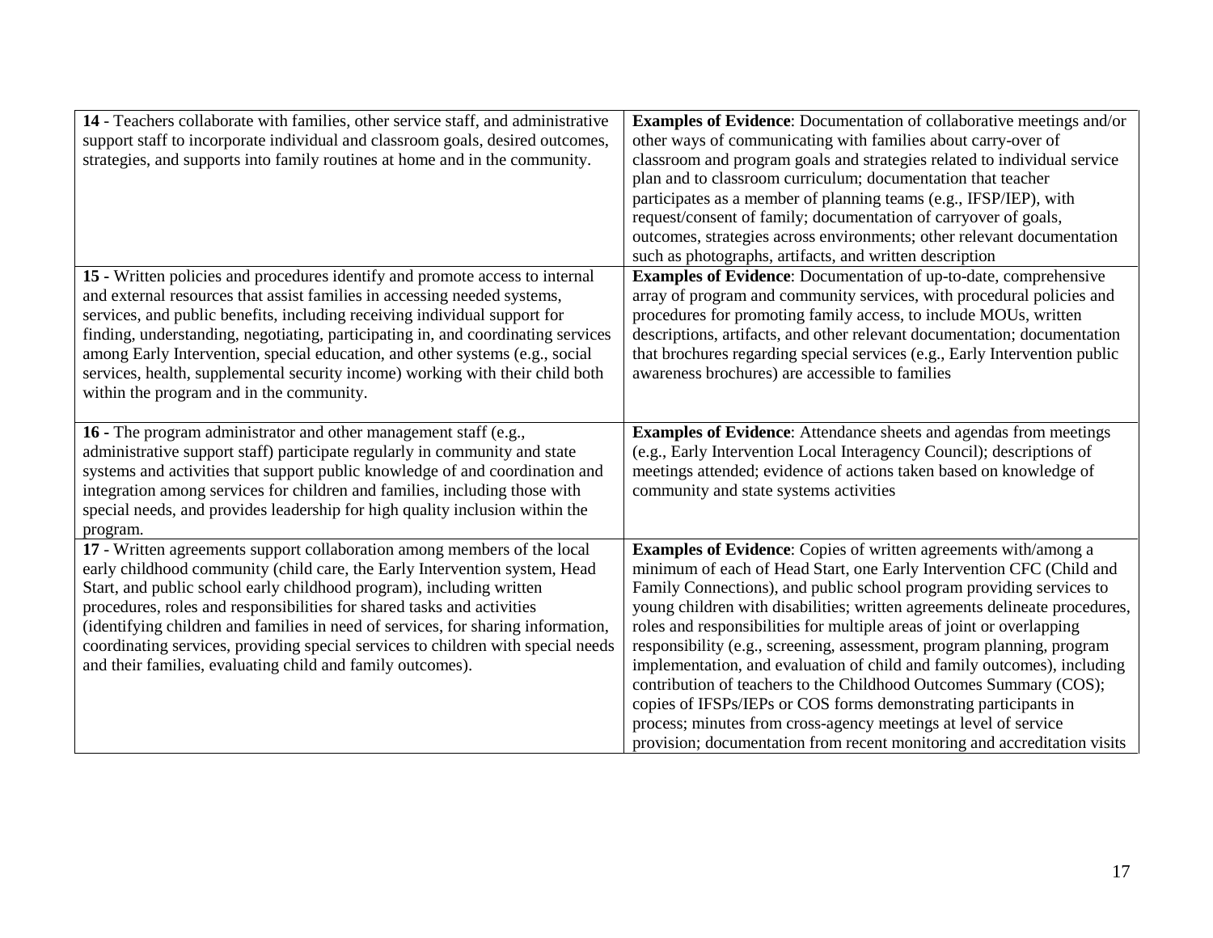| | |
|---|---|
| **14** - Teachers collaborate with families, other service staff, and administrative support staff to incorporate individual and classroom goals, desired outcomes, strategies, and supports into family routines at home and in the community. | **Examples of Evidence**: Documentation of collaborative meetings and/or other ways of communicating with families about carry-over of classroom and program goals and strategies related to individual service plan and to classroom curriculum; documentation that teacher participates as a member of planning teams (e.g., IFSP/IEP), with request/consent of family; documentation of carryover of goals, outcomes, strategies across environments; other relevant documentation such as photographs, artifacts, and written description |
| **15 -** Written policies and procedures identify and promote access to internal and external resources that assist families in accessing needed systems, services, and public benefits, including receiving individual support for finding, understanding, negotiating, participating in, and coordinating services among Early Intervention, special education, and other systems (e.g., social services, health, supplemental security income) working with their child both within the program and in the community. | **Examples of Evidence**: Documentation of up-to-date, comprehensive array of program and community services, with procedural policies and procedures for promoting family access, to include MOUs, written descriptions, artifacts, and other relevant documentation; documentation that brochures regarding special services (e.g., Early Intervention public awareness brochures) are accessible to families |
| **16 -** The program administrator and other management staff (e.g., administrative support staff) participate regularly in community and state systems and activities that support public knowledge of and coordination and integration among services for children and families, including those with special needs, and provides leadership for high quality inclusion within the program. | **Examples of Evidence**: Attendance sheets and agendas from meetings (e.g., Early Intervention Local Interagency Council); descriptions of meetings attended; evidence of actions taken based on knowledge of community and state systems activities |
| **17** - Written agreements support collaboration among members of the local early childhood community (child care, the Early Intervention system, Head Start, and public school early childhood program), including written procedures, roles and responsibilities for shared tasks and activities (identifying children and families in need of services, for sharing information, coordinating services, providing special services to children with special needs and their families, evaluating child and family outcomes). | **Examples of Evidence**: Copies of written agreements with/among a minimum of each of Head Start, one Early Intervention CFC (Child and Family Connections), and public school program providing services to young children with disabilities; written agreements delineate procedures, roles and responsibilities for multiple areas of joint or overlapping responsibility (e.g., screening, assessment, program planning, program implementation, and evaluation of child and family outcomes), including contribution of teachers to the Childhood Outcomes Summary (COS); copies of IFSPs/IEPs or COS forms demonstrating participants in process; minutes from cross-agency meetings at level of service provision; documentation from recent monitoring and accreditation visits |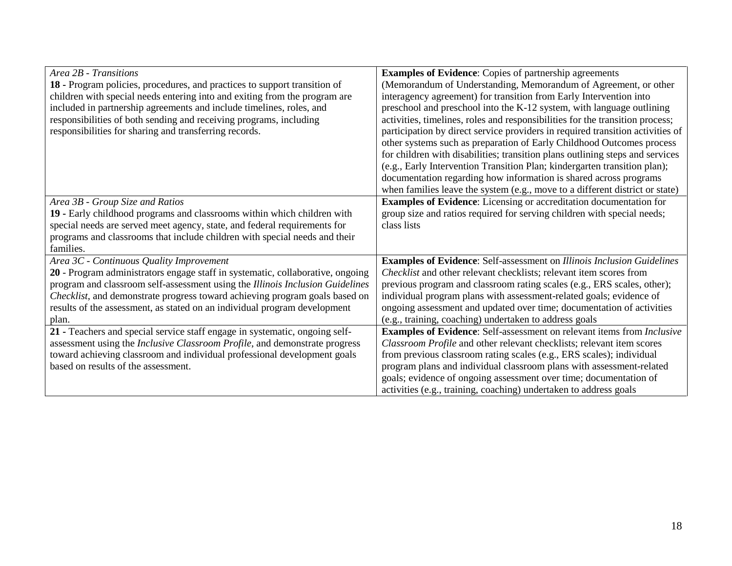| | |
|---|---|
| *Area 2B - Transitions*<br>**18 -** Program policies, procedures, and practices to support transition of children with special needs entering into and exiting from the program are included in partnership agreements and include timelines, roles, and responsibilities of both sending and receiving programs, including responsibilities for sharing and transferring records. | **Examples of Evidence**: Copies of partnership agreements (Memorandum of Understanding, Memorandum of Agreement, or other interagency agreement) for transition from Early Intervention into preschool and preschool into the K-12 system, with language outlining activities, timelines, roles and responsibilities for the transition process; participation by direct service providers in required transition activities of other systems such as preparation of Early Childhood Outcomes process for children with disabilities; transition plans outlining steps and services (e.g., Early Intervention Transition Plan; kindergarten transition plan); documentation regarding how information is shared across programs when families leave the system (e.g., move to a different district or state) |
| *Area 3B - Group Size and Ratios*<br>**19 -** Early childhood programs and classrooms within which children with special needs are served meet agency, state, and federal requirements for programs and classrooms that include children with special needs and their families. | **Examples of Evidence**: Licensing or accreditation documentation for group size and ratios required for serving children with special needs; class lists |
| *Area 3C - Continuous Quality Improvement*<br>**20** - Program administrators engage staff in systematic, collaborative, ongoing program and classroom self-assessment using the *Illinois Inclusion Guidelines Checklist*, and demonstrate progress toward achieving program goals based on results of the assessment, as stated on an individual program development plan. | **Examples of Evidence**: Self-assessment on *Illinois Inclusion Guidelines Checklist* and other relevant checklists; relevant item scores from previous program and classroom rating scales (e.g., ERS scales, other); individual program plans with assessment-related goals; evidence of ongoing assessment and updated over time; documentation of activities (e.g., training, coaching) undertaken to address goals |
| **21 -** Teachers and special service staff engage in systematic, ongoing self-assessment using the *Inclusive Classroom Profile*, and demonstrate progress toward achieving classroom and individual professional development goals based on results of the assessment. | **Examples of Evidence**: Self-assessment on relevant items from *Inclusive Classroom Profile* and other relevant checklists; relevant item scores from previous classroom rating scales (e.g., ERS scales); individual program plans and individual classroom plans with assessment-related goals; evidence of ongoing assessment over time; documentation of activities (e.g., training, coaching) undertaken to address goals |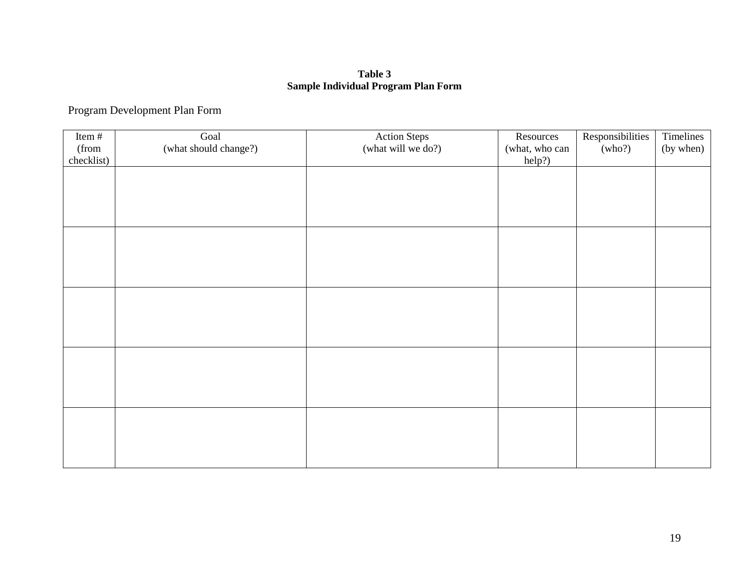**Table 3**
**Sample Individual Program Plan Form**

Program Development Plan Form

| Item # (from checklist) | Goal (what should change?) | Action Steps (what will we do?) | Resources (what, who can help?) | Responsibilities (who?) | Timelines (by when) |
|---|---|---|---|---|---|
| | | | | | |
| | | | | | |
| | | | | | |
| | | | | | |
| | | | | | |